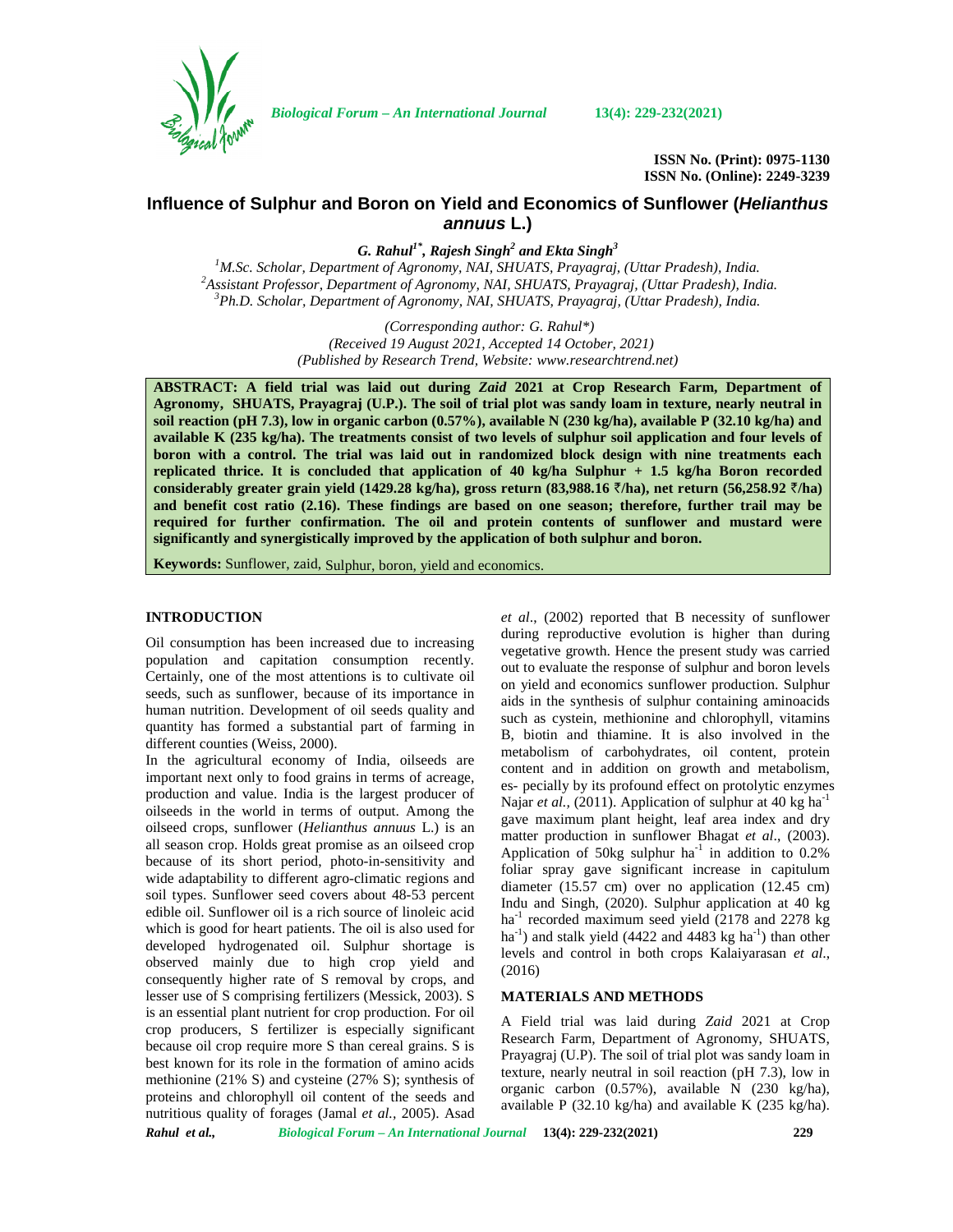# Influence of Sulphur and Boron on Yield and Economics of Sunflower (*Helianthus annuus* L.)

***G. Rahul*[1*]*, Rajesh Singh*[2] *and Ekta Singh*[3]**

[1]M.Sc. Scholar, Department of Agronomy, NAI, SHUATS, Prayagraj, (Uttar Pradesh), India.
[2]Assistant Professor, Department of Agronomy, NAI, SHUATS, Prayagraj, (Uttar Pradesh), India.
[3]Ph.D. Scholar, Department of Agronomy, NAI, SHUATS, Prayagraj, (Uttar Pradesh), India.

*(Corresponding author: G. Rahul*)*
*(Received 19 August 2021, Accepted 14 October, 2021)*
*(Published by Research Trend, Website: www.researchtrend.net)*

**ABSTRACT: A field trial was laid out during *Zaid* 2021 at Crop Research Farm, Department of Agronomy, SHUATS, Prayagraj (U.P.). The soil of trial plot was sandy loam in texture, nearly neutral in soil reaction (pH 7.3), low in organic carbon (0.57%), available N (230 kg/ha), available P (32.10 kg/ha) and available K (235 kg/ha). The treatments consist of two levels of sulphur soil application and four levels of boron with a control. The trial was laid out in randomized block design with nine treatments each replicated thrice. It is concluded that application of 40 kg/ha Sulphur + 1.5 kg/ha Boron recorded considerably greater grain yield (1429.28 kg/ha), gross return (83,988.16 ₹/ha), net return (56,258.92 ₹/ha) and benefit cost ratio (2.16). These findings are based on one season; therefore, further trail may be required for further confirmation. The oil and protein contents of sunflower and mustard were significantly and synergistically improved by the application of both sulphur and boron.**

**Keywords:** Sunflower, zaid, Sulphur, boron, yield and economics.

## INTRODUCTION

Oil consumption has been increased due to increasing population and capitation consumption recently. Certainly, one of the most attentions is to cultivate oil seeds, such as sunflower, because of its importance in human nutrition. Development of oil seeds quality and quantity has formed a substantial part of farming in different counties (Weiss, 2000).

In the agricultural economy of India, oilseeds are important next only to food grains in terms of acreage, production and value. India is the largest producer of oilseeds in the world in terms of output. Among the oilseed crops, sunflower (*Helianthus annuus* L.) is an all season crop. Holds great promise as an oilseed crop because of its short period, photo-in-sensitivity and wide adaptability to different agro-climatic regions and soil types. Sunflower seed covers about 48-53 percent edible oil. Sunflower oil is a rich source of linoleic acid which is good for heart patients. The oil is also used for developed hydrogenated oil. Sulphur shortage is observed mainly due to high crop yield and consequently higher rate of S removal by crops, and lesser use of S comprising fertilizers (Messick, 2003). S is an essential plant nutrient for crop production. For oil crop producers, S fertilizer is especially significant because oil crop require more S than cereal grains. S is best known for its role in the formation of amino acids methionine (21% S) and cysteine (27% S); synthesis of proteins and chlorophyll oil content of the seeds and nutritious quality of forages (Jamal *et al.,* 2005). Asad *et al*., (2002) reported that B necessity of sunflower during reproductive evolution is higher than during vegetative growth. Hence the present study was carried out to evaluate the response of sulphur and boron levels on yield and economics sunflower production. Sulphur aids in the synthesis of sulphur containing aminoacids such as cystein, methionine and chlorophyll, vitamins B, biotin and thiamine. It is also involved in the metabolism of carbohydrates, oil content, protein content and in addition on growth and metabolism, es- pecially by its profound effect on protolytic enzymes Najar *et al.,* (2011). Application of sulphur at 40 kg ha$^{-1}$ gave maximum plant height, leaf area index and dry matter production in sunflower Bhagat *et al*., (2003). Application of 50kg sulphur ha$^{-1}$ in addition to 0.2% foliar spray gave significant increase in capitulum diameter (15.57 cm) over no application (12.45 cm) Indu and Singh, (2020). Sulphur application at 40 kg ha$^{-1}$ recorded maximum seed yield (2178 and 2278 kg ha$^{-1}$) and stalk yield (4422 and 4483 kg ha$^{-1}$) than other levels and control in both crops Kalaiyarasan *et al*., (2016)

## MATERIALS AND METHODS

A Field trial was laid during *Zaid* 2021 at Crop Research Farm, Department of Agronomy, SHUATS, Prayagraj (U.P). The soil of trial plot was sandy loam in texture, nearly neutral in soil reaction (pH 7.3), low in organic carbon (0.57%), available N (230 kg/ha), available P (32.10 kg/ha) and available K (235 kg/ha).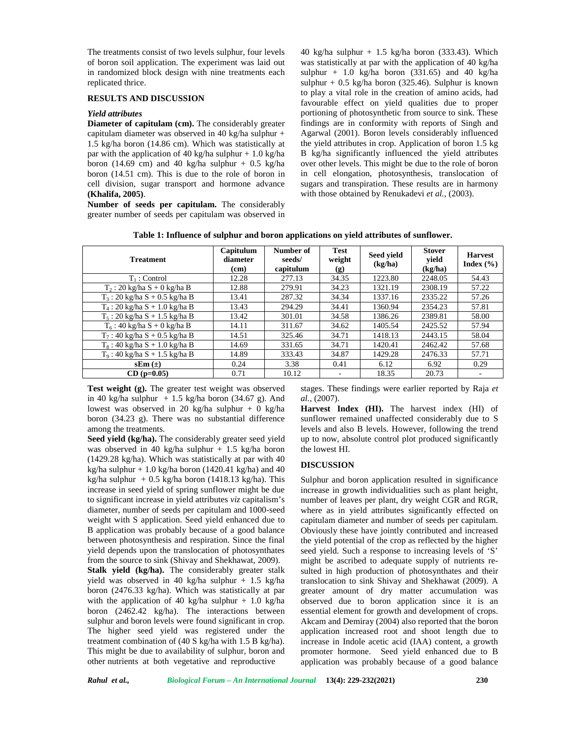The treatments consist of two levels sulphur, four levels of boron soil application. The experiment was laid out in randomized block design with nine treatments each replicated thrice.

## RESULTS AND DISCUSSION

### *Yield attributes*

**Diameter of capitulam (cm).** The considerably greater capitulam diameter was observed in 40 kg/ha sulphur + 1.5 kg/ha boron (14.86 cm). Which was statistically at par with the application of 40 kg/ha sulphur + 1.0 kg/ha boron (14.69 cm) and 40 kg/ha sulphur + 0.5 kg/ha boron (14.51 cm). This is due to the role of boron in cell division, sugar transport and hormone advance **(Khalifa, 2005)**.

**Number of seeds per capitulam.** The considerably greater number of seeds per capitulam was observed in 40 kg/ha sulphur + 1.5 kg/ha boron (333.43). Which was statistically at par with the application of 40 kg/ha sulphur + 1.0 kg/ha boron (331.65) and 40 kg/ha sulphur + 0.5 kg/ha boron (325.46). Sulphur is known to play a vital role in the creation of amino acids, had favourable effect on yield qualities due to proper portioning of photosynthetic from source to sink. These findings are in conformity with reports of Singh and Agarwal (2001). Boron levels considerably influenced the yield attributes in crop. Application of boron 1.5 kg B kg/ha significantly influenced the yield attributes over other levels. This might be due to the role of boron in cell elongation, photosynthesis, translocation of sugars and transpiration. These results are in harmony with those obtained by Renukadevi *et al.,* (2003).

**Table 1: Influence of sulphur and boron applications on yield attributes of sunflower.**

| Treatment | Capitulum diameter (cm) | Number of seeds/ capitulum | Test weight (g) | Seed yield (kg/ha) | Stover yield (kg/ha) | Harvest Index (%) |
|---|---|---|---|---|---|---|
| $T_1$ : Control | 12.28 | 277.13 | 34.35 | 1223.80 | 2248.05 | 54.43 |
| $T_2$ : 20 kg/ha S + 0 kg/ha B | 12.88 | 279.91 | 34.23 | 1321.19 | 2308.19 | 57.22 |
| $T_3$ : 20 kg/ha S + 0.5 kg/ha B | 13.41 | 287.32 | 34.34 | 1337.16 | 2335.22 | 57.26 |
| $T_4$ : 20 kg/ha S + 1.0 kg/ha B | 13.43 | 294.29 | 34.41 | 1360.94 | 2354.23 | 57.81 |
| $T_5$ : 20 kg/ha S + 1.5 kg/ha B | 13.42 | 301.01 | 34.58 | 1386.26 | 2389.81 | 58.00 |
| $T_6$ : 40 kg/ha S + 0 kg/ha B | 14.11 | 311.67 | 34.62 | 1405.54 | 2425.52 | 57.94 |
| $T_7$ : 40 kg/ha S + 0.5 kg/ha B | 14.51 | 325.46 | 34.71 | 1418.13 | 2443.15 | 58.04 |
| $T_8$ : 40 kg/ha S + 1.0 kg/ha B | 14.69 | 331.65 | 34.71 | 1420.41 | 2462.42 | 57.68 |
| $T_9$ : 40 kg/ha S + 1.5 kg/ha B | 14.89 | 333.43 | 34.87 | 1429.28 | 2476.33 | 57.71 |
| **sEm (±)** | 0.24 | 3.38 | 0.41 | 6.12 | 6.92 | 0.29 |
| **CD (p=0.05)** | 0.71 | 10.12 | - | 18.35 | 20.73 | - |

**Test weight (g).** The greater test weight was observed in 40 kg/ha sulphur + 1.5 kg/ha boron (34.67 g). And lowest was observed in 20 kg/ha sulphur + 0 kg/ha boron (34.23 g). There was no substantial difference among the treatments.

**Seed yield (kg/ha).** The considerably greater seed yield was observed in 40 kg/ha sulphur + 1.5 kg/ha boron (1429.28 kg/ha). Which was statistically at par with 40 kg/ha sulphur + 1.0 kg/ha boron (1420.41 kg/ha) and 40 kg/ha sulphur + 0.5 kg/ha boron (1418.13 kg/ha). This increase in seed yield of spring sunflower might be due to significant increase in yield attributes *viz* capitalism's diameter, number of seeds per capitulam and 1000-seed weight with S application. Seed yield enhanced due to B application was probably because of a good balance between photosynthesis and respiration. Since the final yield depends upon the translocation of photosynthates from the source to sink (Shivay and Shekhawat, 2009).

**Stalk yield (kg/ha).** The considerably greater stalk yield was observed in 40 kg/ha sulphur + 1.5 kg/ha boron (2476.33 kg/ha). Which was statistically at par with the application of 40 kg/ha sulphur + 1.0 kg/ha boron (2462.42 kg/ha). The interactions between sulphur and boron levels were found significant in crop. The higher seed yield was registered under the treatment combination of (40 S kg/ha with 1.5 B kg/ha). This might be due to availability of sulphur, boron and other nutrients at both vegetative and reproductive stages. These findings were earlier reported by Raja *et al.,* (2007).

**Harvest Index (HI).** The harvest index (HI) of sunflower remained unaffected considerably due to S levels and also B levels. However, following the trend up to now, absolute control plot produced significantly the lowest HI.

## DISCUSSION

Sulphur and boron application resulted in significance increase in growth individualities such as plant height, number of leaves per plant, dry weight CGR and RGR, where as in yield attributes significantly effected on capitulam diameter and number of seeds per capitulam. Obviously these have jointly contributed and increased the yield potential of the crop as reflected by the higher seed yield. Such a response to increasing levels of 'S' might be ascribed to adequate supply of nutrients re-sulted in high production of photosynthates and their translocation to sink Shivay and Shekhawat (2009). A greater amount of dry matter accumulation was observed due to boron application since it is an essential element for growth and development of crops. Akcam and Demiray (2004) also reported that the boron application increased root and shoot length due to increase in Indole acetic acid (IAA) content, a growth promoter hormone. Seed yield enhanced due to B application was probably because of a good balance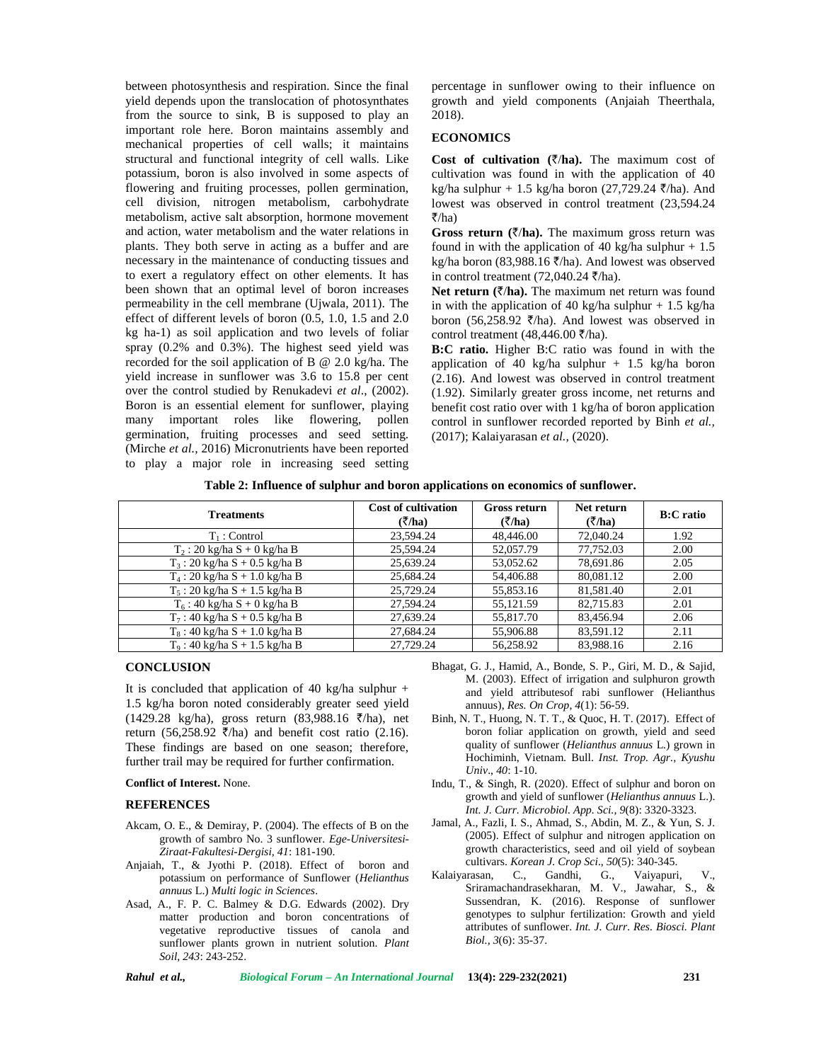between photosynthesis and respiration. Since the final yield depends upon the translocation of photosynthates from the source to sink, B is supposed to play an important role here. Boron maintains assembly and mechanical properties of cell walls; it maintains structural and functional integrity of cell walls. Like potassium, boron is also involved in some aspects of flowering and fruiting processes, pollen germination, cell division, nitrogen metabolism, carbohydrate metabolism, active salt absorption, hormone movement and action, water metabolism and the water relations in plants. They both serve in acting as a buffer and are necessary in the maintenance of conducting tissues and to exert a regulatory effect on other elements. It has been shown that an optimal level of boron increases permeability in the cell membrane (Ujwala, 2011). The effect of different levels of boron (0.5, 1.0, 1.5 and 2.0 kg ha-1) as soil application and two levels of foliar spray (0.2% and 0.3%). The highest seed yield was recorded for the soil application of B @ 2.0 kg/ha. The yield increase in sunflower was 3.6 to 15.8 per cent over the control studied by Renukadevi *et al*., (2002). Boron is an essential element for sunflower, playing many important roles like flowering, pollen germination, fruiting processes and seed setting. (Mirche *et al.,* 2016) Micronutrients have been reported to play a major role in increasing seed setting percentage in sunflower owing to their influence on growth and yield components (Anjaiah Theerthala, 2018).

## ECONOMICS

**Cost of cultivation (₹/ha).** The maximum cost of cultivation was found in with the application of 40 kg/ha sulphur + 1.5 kg/ha boron (27,729.24 ₹/ha). And lowest was observed in control treatment (23,594.24 ₹/ha)

**Gross return (₹/ha).** The maximum gross return was found in with the application of 40 kg/ha sulphur + 1.5 kg/ha boron (83,988.16 ₹/ha). And lowest was observed in control treatment (72,040.24 ₹/ha).

**Net return (₹/ha).** The maximum net return was found in with the application of 40 kg/ha sulphur + 1.5 kg/ha boron (56,258.92 ₹/ha). And lowest was observed in control treatment (48,446.00 ₹/ha).

**B:C ratio.** Higher B:C ratio was found in with the application of 40 kg/ha sulphur + 1.5 kg/ha boron (2.16). And lowest was observed in control treatment (1.92). Similarly greater gross income, net returns and benefit cost ratio over with 1 kg/ha of boron application control in sunflower recorded reported by Binh *et al.,* (2017); Kalaiyarasan *et al.,* (2020).

**Table 2: Influence of sulphur and boron applications on economics of sunflower.**

| Treatments | Cost of cultivation (₹/ha) | Gross return (₹/ha) | Net return (₹/ha) | B:C ratio |
|---|---|---|---|---|
| $T_1$ : Control | 23,594.24 | 48,446.00 | 72,040.24 | 1.92 |
| $T_2$ : 20 kg/ha S + 0 kg/ha B | 25,594.24 | 52,057.79 | 77,752.03 | 2.00 |
| $T_3$ : 20 kg/ha S + 0.5 kg/ha B | 25,639.24 | 53,052.62 | 78,691.86 | 2.05 |
| $T_4$ : 20 kg/ha S + 1.0 kg/ha B | 25,684.24 | 54,406.88 | 80,081.12 | 2.00 |
| $T_5$ : 20 kg/ha S + 1.5 kg/ha B | 25,729.24 | 55,853.16 | 81,581.40 | 2.01 |
| $T_6$ : 40 kg/ha S + 0 kg/ha B | 27,594.24 | 55,121.59 | 82,715.83 | 2.01 |
| $T_7$ : 40 kg/ha S + 0.5 kg/ha B | 27,639.24 | 55,817.70 | 83,456.94 | 2.06 |
| $T_8$ : 40 kg/ha S + 1.0 kg/ha B | 27,684.24 | 55,906.88 | 83,591.12 | 2.11 |
| $T_9$ : 40 kg/ha S + 1.5 kg/ha B | 27,729.24 | 56,258.92 | 83,988.16 | 2.16 |

## CONCLUSION

It is concluded that application of 40 kg/ha sulphur + 1.5 kg/ha boron noted considerably greater seed yield (1429.28 kg/ha), gross return (83,988.16 ₹/ha), net return (56,258.92 ₹/ha) and benefit cost ratio (2.16). These findings are based on one season; therefore, further trail may be required for further confirmation.

**Conflict of Interest.** None.

## REFERENCES

Akcam, O. E., & Demiray, P. (2004). The effects of B on the growth of sambro No. 3 sunflower. *Ege-Universitesi-Ziraat-Fakultesi-Dergisi, 41*: 181-190.

Anjaiah, T., & Jyothi P. (2018). Effect of boron and potassium on performance of Sunflower (*Helianthus annuus* L.) *Multi logic in Sciences*.

Asad, A., F. P. C. Balmey & D.G. Edwards (2002). Dry matter production and boron concentrations of vegetative reproductive tissues of canola and sunflower plants grown in nutrient solution. *Plant Soil, 243*: 243-252.

Bhagat, G. J., Hamid, A., Bonde, S. P., Giri, M. D., & Sajid, M. (2003). Effect of irrigation and sulphuron growth and yield attributesof rabi sunflower (Helianthus annuus), *Res. On Crop, 4*(1): 56-59.

Binh, N. T., Huong, N. T. T., & Quoc, H. T. (2017). Effect of boron foliar application on growth, yield and seed quality of sunflower (*Helianthus annuus* L.) grown in Hochiminh, Vietnam. Bull. *Inst. Trop. Agr., Kyushu Univ*., *40*: 1-10.

Indu, T., & Singh, R. (2020). Effect of sulphur and boron on growth and yield of sunflower (*Helianthus annuus* L.). *Int. J. Curr. Microbiol. App. Sci., 9*(8): 3320-3323.

Jamal, A., Fazli, I. S., Ahmad, S., Abdin, M. Z., & Yun, S. J. (2005). Effect of sulphur and nitrogen application on growth characteristics, seed and oil yield of soybean cultivars. *Korean J. Crop Sci*., *50*(5): 340-345.

Kalaiyarasan, C., Gandhi, G., Vaiyapuri, V., Sriramachandrasekharan, M. V., Jawahar, S., & Sussendran, K. (2016). Response of sunflower genotypes to sulphur fertilization: Growth and yield attributes of sunflower. *Int. J. Curr. Res. Biosci. Plant Biol., 3*(6): 35-37.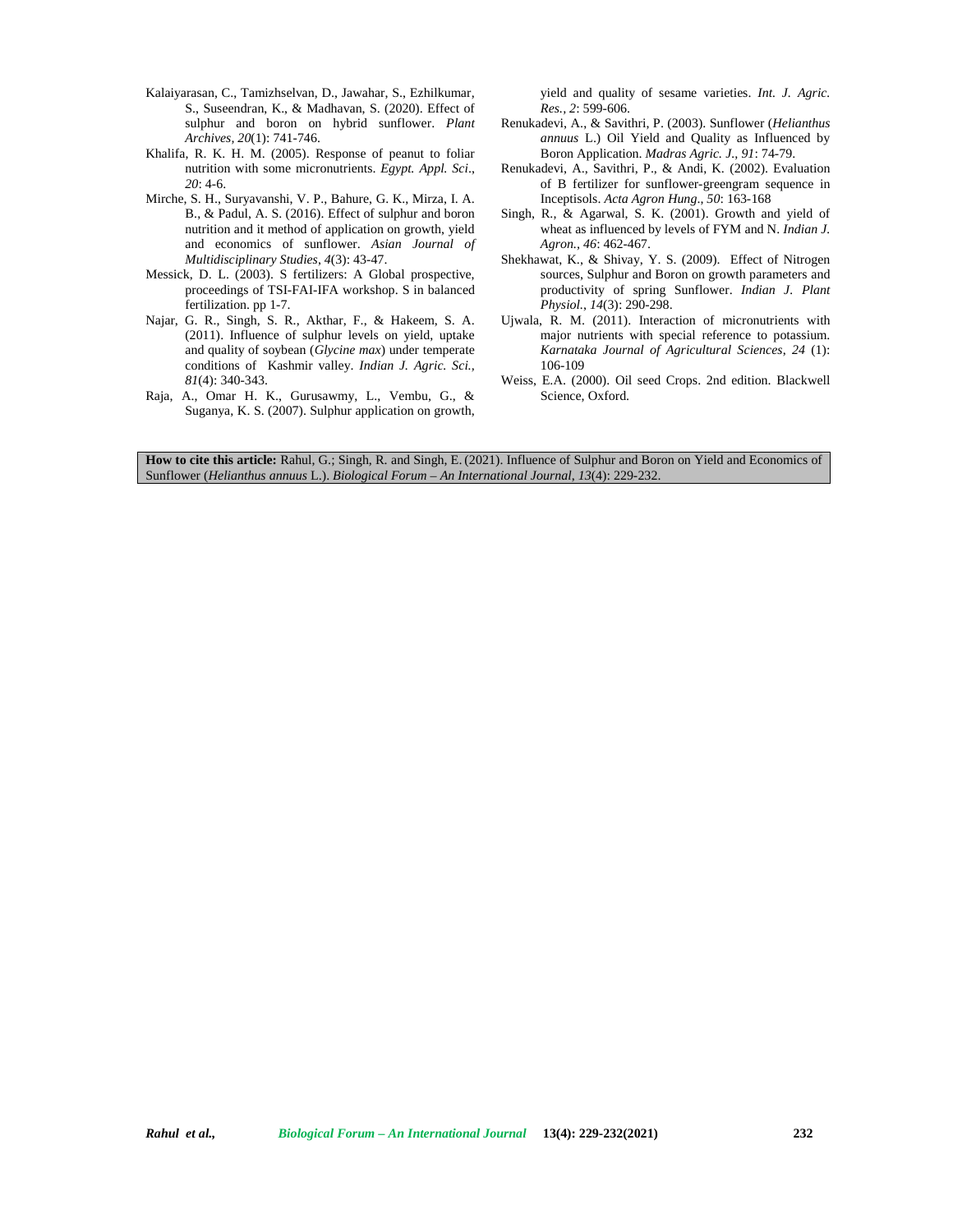Kalaiyarasan, C., Tamizhselvan, D., Jawahar, S., Ezhilkumar, S., Suseendran, K., & Madhavan, S. (2020). Effect of sulphur and boron on hybrid sunflower. *Plant Archives*, *20*(1): 741-746.

Khalifa, R. K. H. M. (2005). Response of peanut to foliar nutrition with some micronutrients. *Egypt. Appl. Sci*., *20*: 4-6.

Mirche, S. H., Suryavanshi, V. P., Bahure, G. K., Mirza, I. A. B., & Padul, A. S. (2016). Effect of sulphur and boron nutrition and it method of application on growth, yield and economics of sunflower. *Asian Journal of Multidisciplinary Studies*, *4*(3): 43-47.

Messick, D. L. (2003). S fertilizers: A Global prospective, proceedings of TSI-FAI-IFA workshop. S in balanced fertilization. pp 1-7.

Najar, G. R., Singh, S. R., Akthar, F., & Hakeem, S. A. (2011). Influence of sulphur levels on yield, uptake and quality of soybean (*Glycine max*) under temperate conditions of Kashmir valley. *Indian J. Agric. Sci., 81*(4): 340-343.

Raja, A., Omar H. K., Gurusawmy, L., Vembu, G., & Suganya, K. S. (2007). Sulphur application on growth, yield and quality of sesame varieties. *Int. J. Agric. Res.*, *2*: 599-606.

Renukadevi, A., & Savithri, P. (2003). Sunflower (*Helianthus annuus* L.) Oil Yield and Quality as Influenced by Boron Application. *Madras Agric. J., 91*: 74-79.

Renukadevi, A., Savithri, P., & Andi, K. (2002). Evaluation of B fertilizer for sunflower-greengram sequence in Inceptisols. *Acta Agron Hung*., *50*: 163-168

Singh, R., & Agarwal, S. K. (2001). Growth and yield of wheat as influenced by levels of FYM and N. *Indian J. Agron.*, *46*: 462-467.

Shekhawat, K., & Shivay, Y. S. (2009). Effect of Nitrogen sources, Sulphur and Boron on growth parameters and productivity of spring Sunflower. *Indian J. Plant Physiol.*, *14*(3): 290-298.

Ujwala, R. M. (2011). Interaction of micronutrients with major nutrients with special reference to potassium. *Karnataka Journal of Agricultural Sciences*, *24* (1): 106-109

Weiss, E.A. (2000). Oil seed Crops. 2nd edition. Blackwell Science, Oxford.

**How to cite this article:** Rahul, G.; Singh, R. and Singh, E. (2021). Influence of Sulphur and Boron on Yield and Economics of Sunflower (*Helianthus annuus* L.). *Biological Forum – An International Journal*, *13*(4): 229-232.